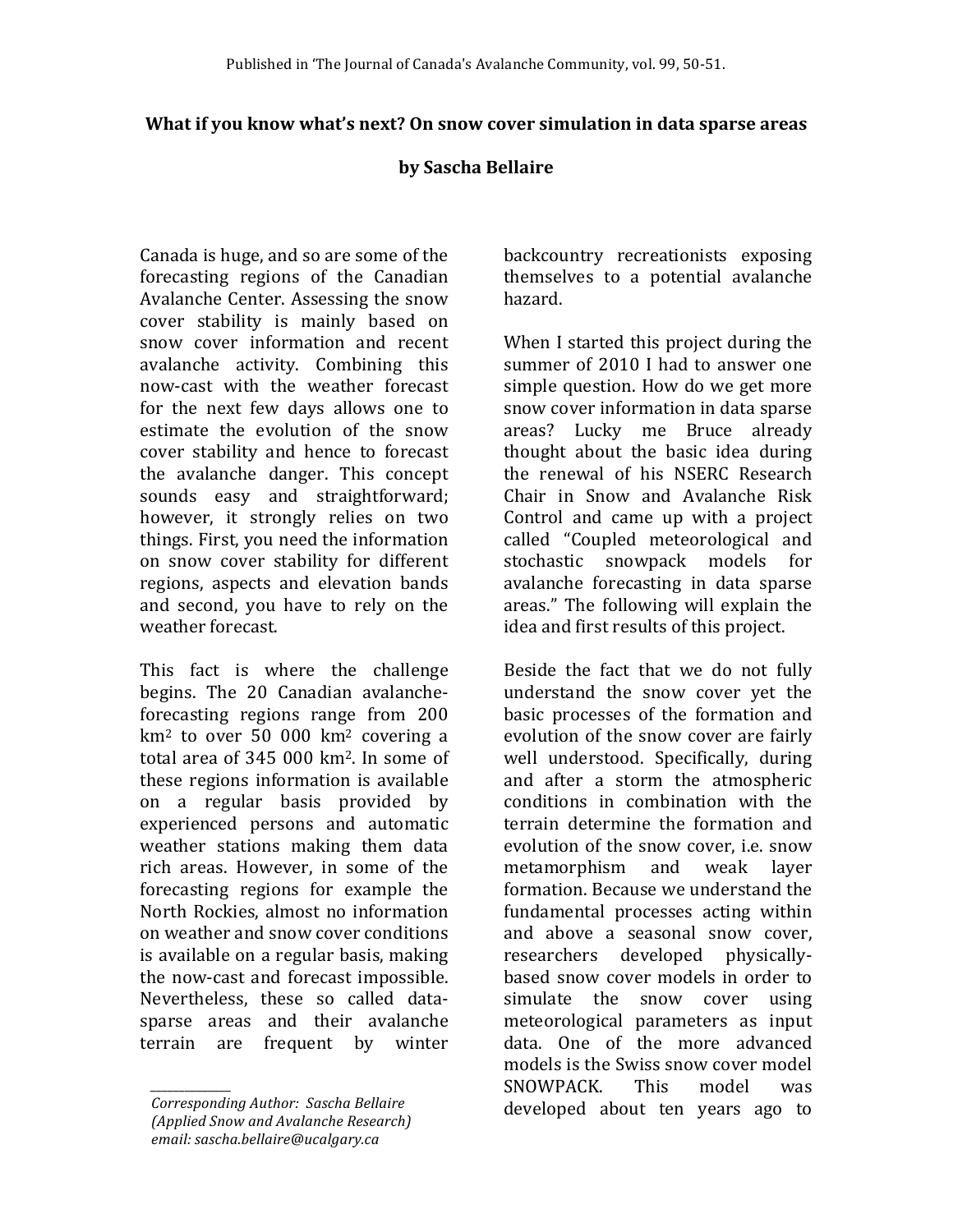Published in 'The Journal of Canada's Avalanche Community, vol. 99, 50-51.

# What if you know what's next? On snow cover simulation in data sparse areas

**by Sascha Bellaire**

Canada is huge, and so are some of the forecasting regions of the Canadian Avalanche Center. Assessing the snow cover stability is mainly based on snow cover information and recent avalanche activity. Combining this now-cast with the weather forecast for the next few days allows one to estimate the evolution of the snow cover stability and hence to forecast the avalanche danger. This concept sounds easy and straightforward; however, it strongly relies on two things. First, you need the information on snow cover stability for different regions, aspects and elevation bands and second, you have to rely on the weather forecast.

This fact is where the challenge begins. The 20 Canadian avalanche-forecasting regions range from 200 km$^2$ to over 50 000 km$^2$ covering a total area of 345 000 km$^2$. In some of these regions information is available on a regular basis provided by experienced persons and automatic weather stations making them data rich areas. However, in some of the forecasting regions for example the North Rockies, almost no information on weather and snow cover conditions is available on a regular basis, making the now-cast and forecast impossible. Nevertheless, these so called data-sparse areas and their avalanche terrain are frequent by winter backcountry recreationists exposing themselves to a potential avalanche hazard.

When I started this project during the summer of 2010 I had to answer one simple question. How do we get more snow cover information in data sparse areas? Lucky me Bruce already thought about the basic idea during the renewal of his NSERC Research Chair in Snow and Avalanche Risk Control and came up with a project called "Coupled meteorological and stochastic snowpack models for avalanche forecasting in data sparse areas." The following will explain the idea and first results of this project.

Beside the fact that we do not fully understand the snow cover yet the basic processes of the formation and evolution of the snow cover are fairly well understood. Specifically, during and after a storm the atmospheric conditions in combination with the terrain determine the formation and evolution of the snow cover, i.e. snow metamorphism and weak layer formation. Because we understand the fundamental processes acting within and above a seasonal snow cover, researchers developed physically-based snow cover models in order to simulate the snow cover using meteorological parameters as input data. One of the more advanced models is the Swiss snow cover model SNOWPACK. This model was developed about ten years ago to

---

*Corresponding Author: Sascha Bellaire (Applied Snow and Avalanche Research) email: sascha.bellaire@ucalgary.ca*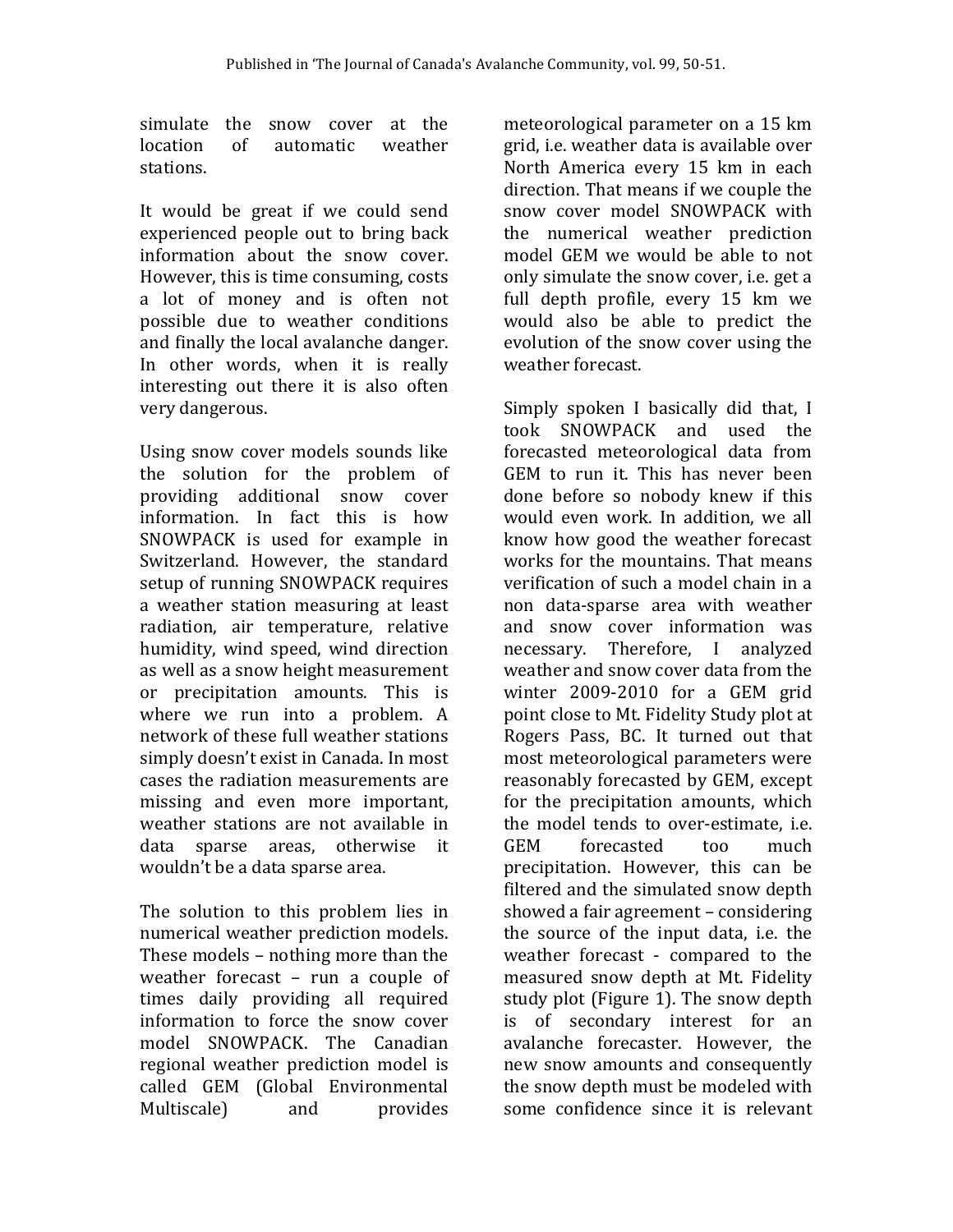simulate the snow cover at the location of automatic weather stations.

It would be great if we could send experienced people out to bring back information about the snow cover. However, this is time consuming, costs a lot of money and is often not possible due to weather conditions and finally the local avalanche danger. In other words, when it is really interesting out there it is also often very dangerous.

Using snow cover models sounds like the solution for the problem of providing additional snow cover information. In fact this is how SNOWPACK is used for example in Switzerland. However, the standard setup of running SNOWPACK requires a weather station measuring at least radiation, air temperature, relative humidity, wind speed, wind direction as well as a snow height measurement or precipitation amounts. This is where we run into a problem. A network of these full weather stations simply doesn't exist in Canada. In most cases the radiation measurements are missing and even more important, weather stations are not available in data sparse areas, otherwise it wouldn't be a data sparse area.

The solution to this problem lies in numerical weather prediction models. These models – nothing more than the weather forecast – run a couple of times daily providing all required information to force the snow cover model SNOWPACK. The Canadian regional weather prediction model is called GEM (Global Environmental Multiscale) and provides meteorological parameter on a 15 km grid, i.e. weather data is available over North America every 15 km in each direction. That means if we couple the snow cover model SNOWPACK with the numerical weather prediction model GEM we would be able to not only simulate the snow cover, i.e. get a full depth profile, every 15 km we would also be able to predict the evolution of the snow cover using the weather forecast.

Simply spoken I basically did that, I took SNOWPACK and used the forecasted meteorological data from GEM to run it. This has never been done before so nobody knew if this would even work. In addition, we all know how good the weather forecast works for the mountains. That means verification of such a model chain in a non data-sparse area with weather and snow cover information was necessary. Therefore, I analyzed weather and snow cover data from the winter 2009-2010 for a GEM grid point close to Mt. Fidelity Study plot at Rogers Pass, BC. It turned out that most meteorological parameters were reasonably forecasted by GEM, except for the precipitation amounts, which the model tends to over-estimate, i.e. GEM forecasted too much precipitation. However, this can be filtered and the simulated snow depth showed a fair agreement – considering the source of the input data, i.e. the weather forecast - compared to the measured snow depth at Mt. Fidelity study plot (Figure 1). The snow depth is of secondary interest for an avalanche forecaster. However, the new snow amounts and consequently the snow depth must be modeled with some confidence since it is relevant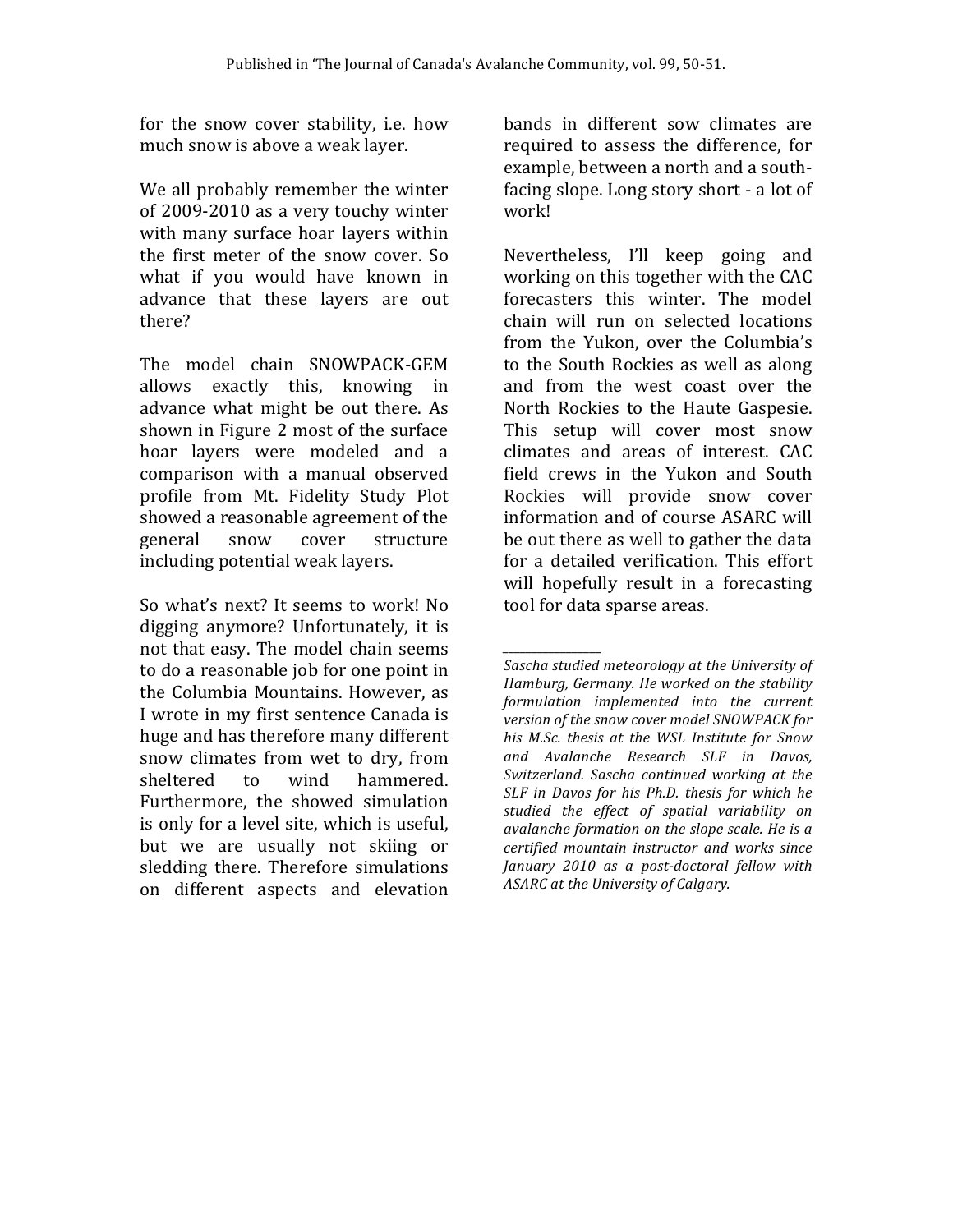for the snow cover stability, i.e. how much snow is above a weak layer.

We all probably remember the winter of 2009-2010 as a very touchy winter with many surface hoar layers within the first meter of the snow cover. So what if you would have known in advance that these layers are out there?

The model chain SNOWPACK-GEM allows exactly this, knowing in advance what might be out there. As shown in Figure 2 most of the surface hoar layers were modeled and a comparison with a manual observed profile from Mt. Fidelity Study Plot showed a reasonable agreement of the general snow cover structure including potential weak layers.

So what's next? It seems to work! No digging anymore? Unfortunately, it is not that easy. The model chain seems to do a reasonable job for one point in the Columbia Mountains. However, as I wrote in my first sentence Canada is huge and has therefore many different snow climates from wet to dry, from sheltered to wind hammered. Furthermore, the showed simulation is only for a level site, which is useful, but we are usually not skiing or sledding there. Therefore simulations on different aspects and elevation bands in different sow climates are required to assess the difference, for example, between a north and a south-facing slope. Long story short - a lot of work!

Nevertheless, I'll keep going and working on this together with the CAC forecasters this winter. The model chain will run on selected locations from the Yukon, over the Columbia's to the South Rockies as well as along and from the west coast over the North Rockies to the Haute Gaspesie. This setup will cover most snow climates and areas of interest. CAC field crews in the Yukon and South Rockies will provide snow cover information and of course ASARC will be out there as well to gather the data for a detailed verification. This effort will hopefully result in a forecasting tool for data sparse areas.

---

*Sascha studied meteorology at the University of Hamburg, Germany. He worked on the stability formulation implemented into the current version of the snow cover model SNOWPACK for his M.Sc. thesis at the WSL Institute for Snow and Avalanche Research SLF in Davos, Switzerland. Sascha continued working at the SLF in Davos for his Ph.D. thesis for which he studied the effect of spatial variability on avalanche formation on the slope scale. He is a certified mountain instructor and works since January 2010 as a post-doctoral fellow with ASARC at the University of Calgary.*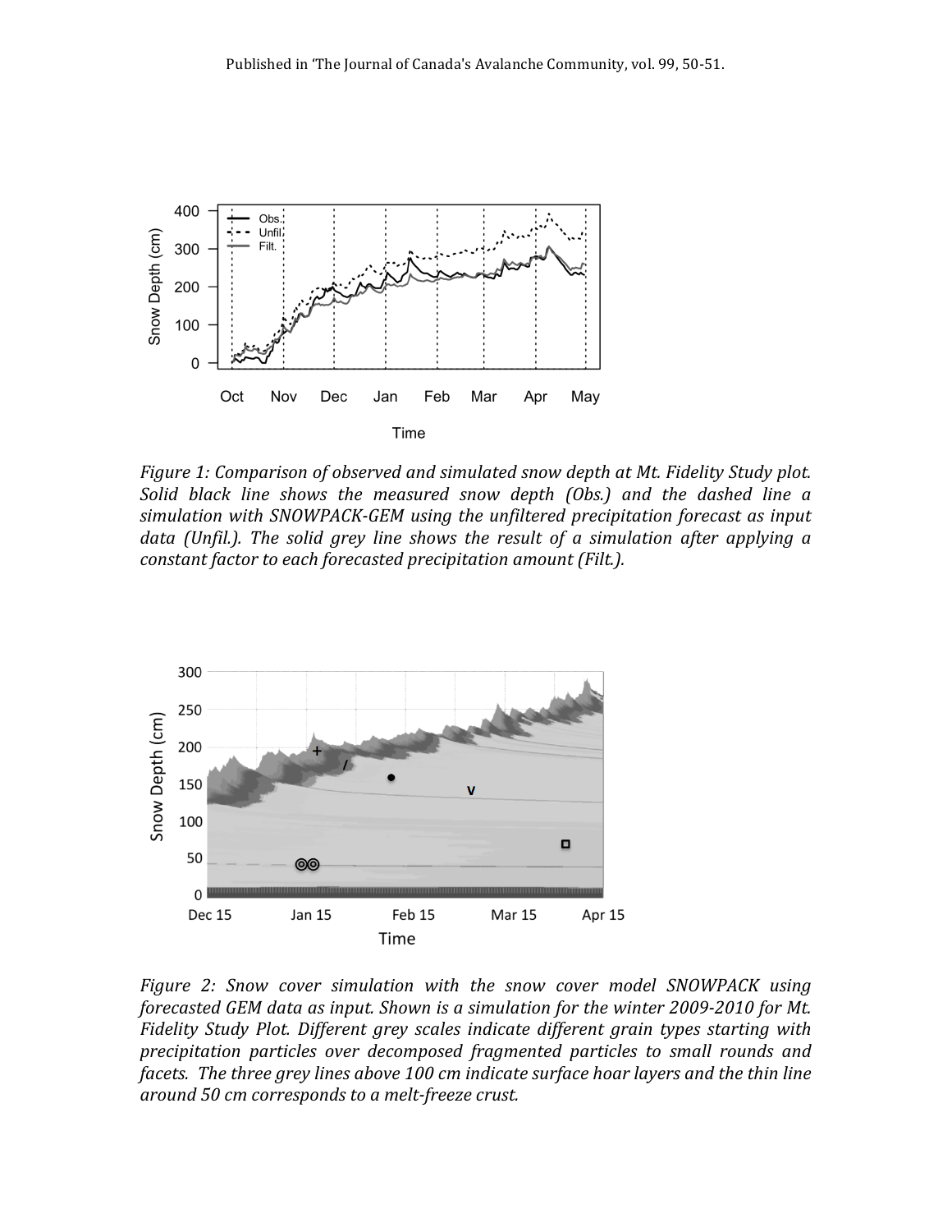400

300

200

100

0

Snow Depth (cm)

Obs.

Unfil.

Filt.

Oct Nov Dec Jan Feb Mar Apr May

Time

*Figure 1: Comparison of observed and simulated snow depth at Mt. Fidelity Study plot. Solid black line shows the measured snow depth (Obs.) and the dashed line a simulation with SNOWPACK-GEM using the unfiltered precipitation forecast as input data (Unfil.). The solid grey line shows the result of a simulation after applying a constant factor to each forecasted precipitation amount (Filt.).*

300

250

200

150

100

50

0

Snow Depth (cm)

Dec 15 Jan 15 Feb 15 Mar 15 Apr 15

Time

*Figure 2: Snow cover simulation with the snow cover model SNOWPACK using forecasted GEM data as input. Shown is a simulation for the winter 2009-2010 for Mt. Fidelity Study Plot. Different grey scales indicate different grain types starting with precipitation particles over decomposed fragmented particles to small rounds and facets. The three grey lines above 100 cm indicate surface hoar layers and the thin line around 50 cm corresponds to a melt-freeze crust.*